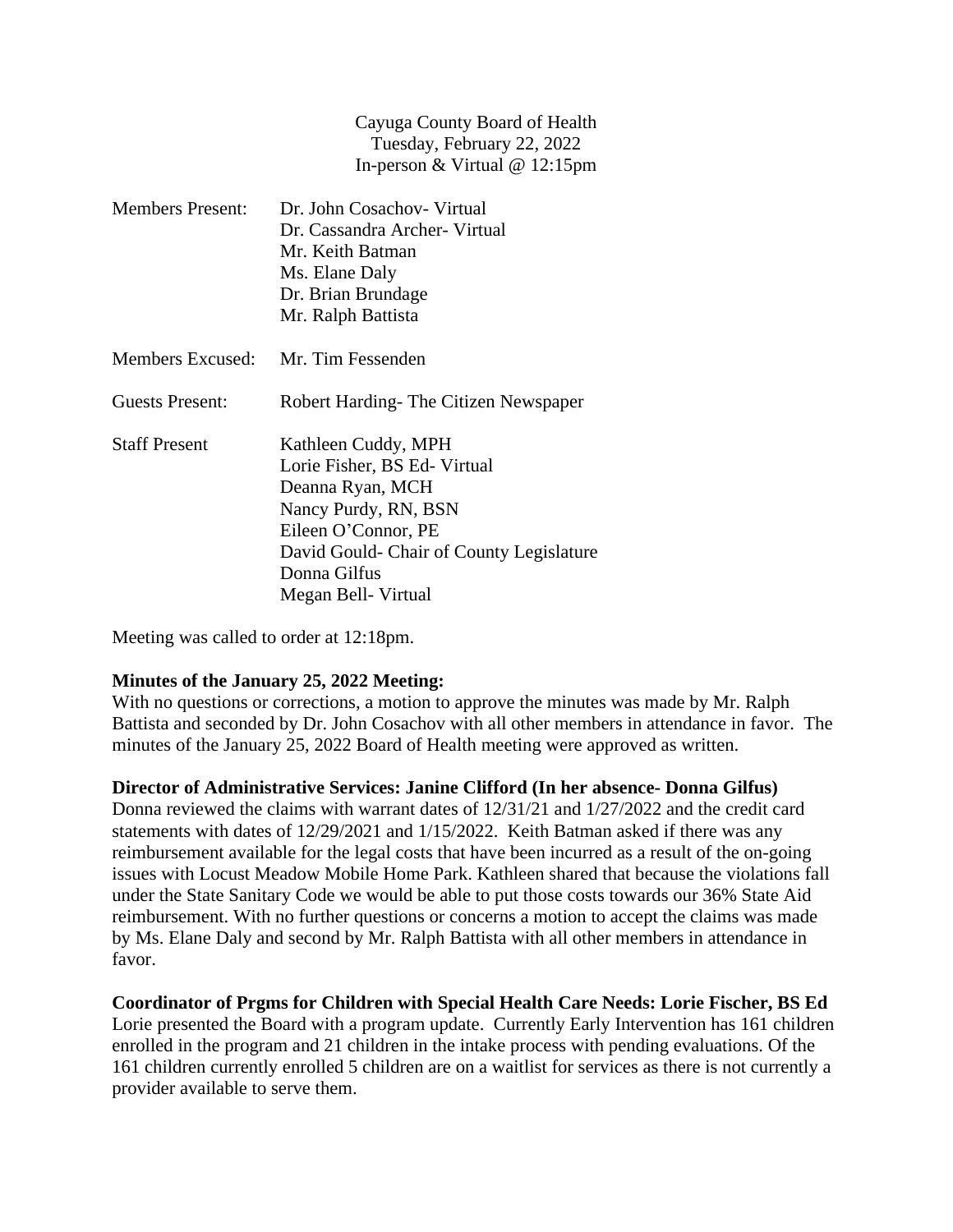Cayuga County Board of Health
Tuesday, February 22, 2022
In-person & Virtual @ 12:15pm

| | |
|---|---|
| Members Present: | Dr. John Cosachov- Virtual<br>Dr. Cassandra Archer- Virtual<br>Mr. Keith Batman<br>Ms. Elane Daly<br>Dr. Brian Brundage<br>Mr. Ralph Battista |
| Members Excused: | Mr. Tim Fessenden |
| Guests Present: | Robert Harding- The Citizen Newspaper |
| Staff Present | Kathleen Cuddy, MPH<br>Lorie Fisher, BS Ed- Virtual<br>Deanna Ryan, MCH<br>Nancy Purdy, RN, BSN<br>Eileen O'Connor, PE<br>David Gould- Chair of County Legislature<br>Donna Gilfus<br>Megan Bell- Virtual |

Meeting was called to order at 12:18pm.

**Minutes of the January 25, 2022 Meeting:**
With no questions or corrections, a motion to approve the minutes was made by Mr. Ralph Battista and seconded by Dr. John Cosachov with all other members in attendance in favor. The minutes of the January 25, 2022 Board of Health meeting were approved as written.

**Director of Administrative Services: Janine Clifford (In her absence- Donna Gilfus)**
Donna reviewed the claims with warrant dates of 12/31/21 and 1/27/2022 and the credit card statements with dates of 12/29/2021 and 1/15/2022. Keith Batman asked if there was any reimbursement available for the legal costs that have been incurred as a result of the on-going issues with Locust Meadow Mobile Home Park. Kathleen shared that because the violations fall under the State Sanitary Code we would be able to put those costs towards our 36% State Aid reimbursement. With no further questions or concerns a motion to accept the claims was made by Ms. Elane Daly and second by Mr. Ralph Battista with all other members in attendance in favor.

**Coordinator of Prgms for Children with Special Health Care Needs: Lorie Fischer, BS Ed**
Lorie presented the Board with a program update. Currently Early Intervention has 161 children enrolled in the program and 21 children in the intake process with pending evaluations. Of the 161 children currently enrolled 5 children are on a waitlist for services as there is not currently a provider available to serve them.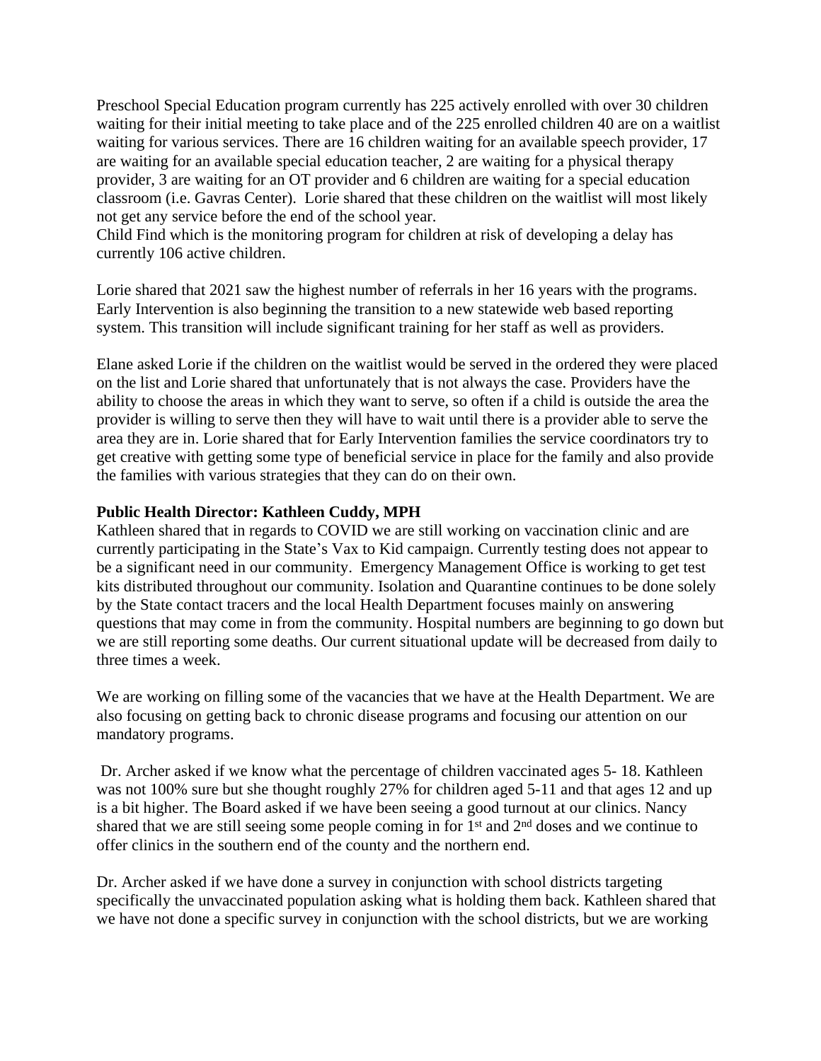Preschool Special Education program currently has 225 actively enrolled with over 30 children waiting for their initial meeting to take place and of the 225 enrolled children 40 are on a waitlist waiting for various services. There are 16 children waiting for an available speech provider, 17 are waiting for an available special education teacher, 2 are waiting for a physical therapy provider, 3 are waiting for an OT provider and 6 children are waiting for a special education classroom (i.e. Gavras Center). Lorie shared that these children on the waitlist will most likely not get any service before the end of the school year.
Child Find which is the monitoring program for children at risk of developing a delay has currently 106 active children.

Lorie shared that 2021 saw the highest number of referrals in her 16 years with the programs. Early Intervention is also beginning the transition to a new statewide web based reporting system. This transition will include significant training for her staff as well as providers.

Elane asked Lorie if the children on the waitlist would be served in the ordered they were placed on the list and Lorie shared that unfortunately that is not always the case. Providers have the ability to choose the areas in which they want to serve, so often if a child is outside the area the provider is willing to serve then they will have to wait until there is a provider able to serve the area they are in. Lorie shared that for Early Intervention families the service coordinators try to get creative with getting some type of beneficial service in place for the family and also provide the families with various strategies that they can do on their own.

**Public Health Director: Kathleen Cuddy, MPH**
Kathleen shared that in regards to COVID we are still working on vaccination clinic and are currently participating in the State's Vax to Kid campaign. Currently testing does not appear to be a significant need in our community. Emergency Management Office is working to get test kits distributed throughout our community. Isolation and Quarantine continues to be done solely by the State contact tracers and the local Health Department focuses mainly on answering questions that may come in from the community. Hospital numbers are beginning to go down but we are still reporting some deaths. Our current situational update will be decreased from daily to three times a week.

We are working on filling some of the vacancies that we have at the Health Department. We are also focusing on getting back to chronic disease programs and focusing our attention on our mandatory programs.

Dr. Archer asked if we know what the percentage of children vaccinated ages 5- 18. Kathleen was not 100% sure but she thought roughly 27% for children aged 5-11 and that ages 12 and up is a bit higher. The Board asked if we have been seeing a good turnout at our clinics. Nancy shared that we are still seeing some people coming in for 1st and 2nd doses and we continue to offer clinics in the southern end of the county and the northern end.

Dr. Archer asked if we have done a survey in conjunction with school districts targeting specifically the unvaccinated population asking what is holding them back. Kathleen shared that we have not done a specific survey in conjunction with the school districts, but we are working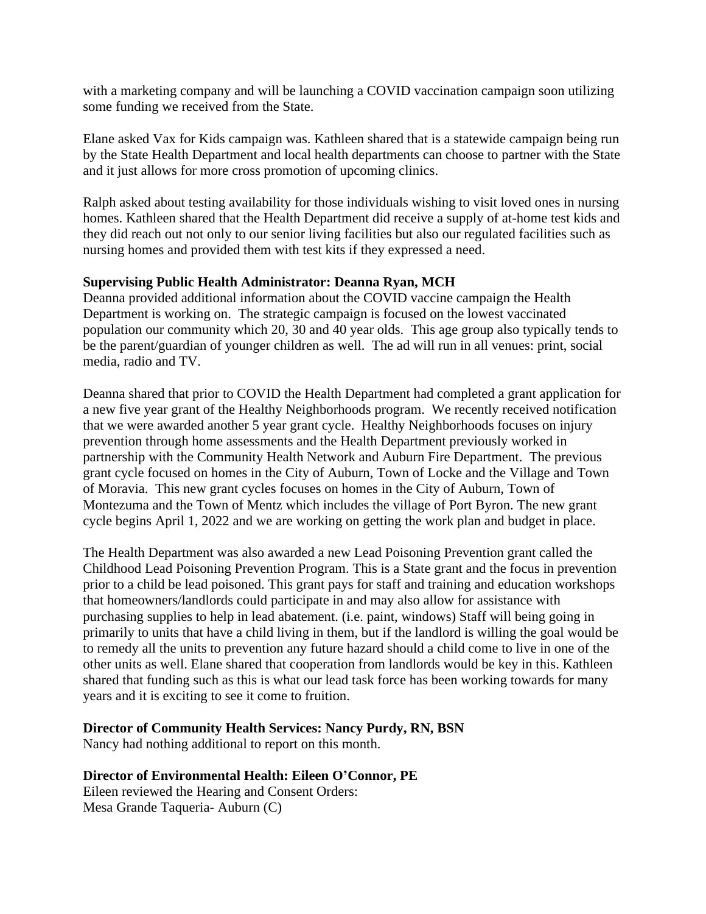with a marketing company and will be launching a COVID vaccination campaign soon utilizing some funding we received from the State.

Elane asked Vax for Kids campaign was. Kathleen shared that is a statewide campaign being run by the State Health Department and local health departments can choose to partner with the State and it just allows for more cross promotion of upcoming clinics.

Ralph asked about testing availability for those individuals wishing to visit loved ones in nursing homes. Kathleen shared that the Health Department did receive a supply of at-home test kids and they did reach out not only to our senior living facilities but also our regulated facilities such as nursing homes and provided them with test kits if they expressed a need.

**Supervising Public Health Administrator: Deanna Ryan, MCH**
Deanna provided additional information about the COVID vaccine campaign the Health Department is working on. The strategic campaign is focused on the lowest vaccinated population our community which 20, 30 and 40 year olds. This age group also typically tends to be the parent/guardian of younger children as well. The ad will run in all venues: print, social media, radio and TV.

Deanna shared that prior to COVID the Health Department had completed a grant application for a new five year grant of the Healthy Neighborhoods program. We recently received notification that we were awarded another 5 year grant cycle. Healthy Neighborhoods focuses on injury prevention through home assessments and the Health Department previously worked in partnership with the Community Health Network and Auburn Fire Department. The previous grant cycle focused on homes in the City of Auburn, Town of Locke and the Village and Town of Moravia. This new grant cycles focuses on homes in the City of Auburn, Town of Montezuma and the Town of Mentz which includes the village of Port Byron. The new grant cycle begins April 1, 2022 and we are working on getting the work plan and budget in place.

The Health Department was also awarded a new Lead Poisoning Prevention grant called the Childhood Lead Poisoning Prevention Program. This is a State grant and the focus in prevention prior to a child be lead poisoned. This grant pays for staff and training and education workshops that homeowners/landlords could participate in and may also allow for assistance with purchasing supplies to help in lead abatement. (i.e. paint, windows) Staff will being going in primarily to units that have a child living in them, but if the landlord is willing the goal would be to remedy all the units to prevention any future hazard should a child come to live in one of the other units as well. Elane shared that cooperation from landlords would be key in this. Kathleen shared that funding such as this is what our lead task force has been working towards for many years and it is exciting to see it come to fruition.

**Director of Community Health Services: Nancy Purdy, RN, BSN**
Nancy had nothing additional to report on this month.

**Director of Environmental Health: Eileen O'Connor, PE**
Eileen reviewed the Hearing and Consent Orders:
Mesa Grande Taqueria- Auburn (C)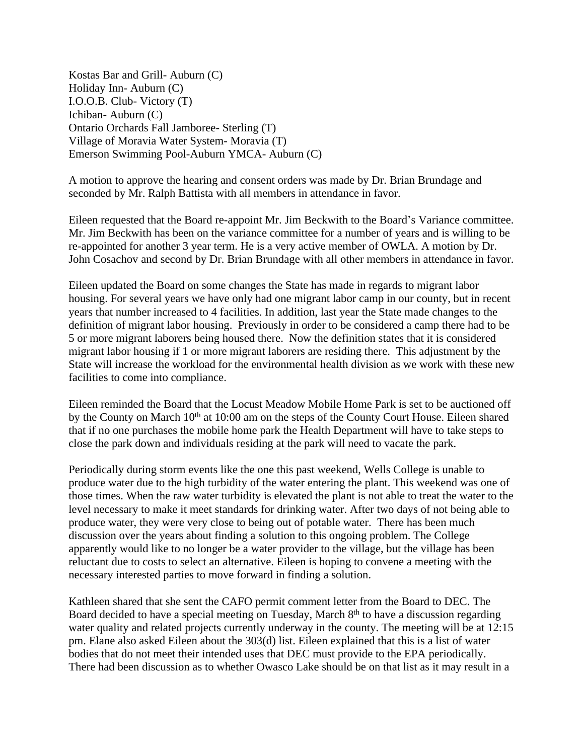Kostas Bar and Grill- Auburn (C)
Holiday Inn- Auburn (C)
I.O.O.B. Club- Victory (T)
Ichiban- Auburn (C)
Ontario Orchards Fall Jamboree- Sterling (T)
Village of Moravia Water System- Moravia (T)
Emerson Swimming Pool-Auburn YMCA- Auburn (C)

A motion to approve the hearing and consent orders was made by Dr. Brian Brundage and seconded by Mr. Ralph Battista with all members in attendance in favor.

Eileen requested that the Board re-appoint Mr. Jim Beckwith to the Board's Variance committee. Mr. Jim Beckwith has been on the variance committee for a number of years and is willing to be re-appointed for another 3 year term. He is a very active member of OWLA. A motion by Dr. John Cosachov and second by Dr. Brian Brundage with all other members in attendance in favor.

Eileen updated the Board on some changes the State has made in regards to migrant labor housing. For several years we have only had one migrant labor camp in our county, but in recent years that number increased to 4 facilities. In addition, last year the State made changes to the definition of migrant labor housing. Previously in order to be considered a camp there had to be 5 or more migrant laborers being housed there. Now the definition states that it is considered migrant labor housing if 1 or more migrant laborers are residing there. This adjustment by the State will increase the workload for the environmental health division as we work with these new facilities to come into compliance.

Eileen reminded the Board that the Locust Meadow Mobile Home Park is set to be auctioned off by the County on March 10th at 10:00 am on the steps of the County Court House. Eileen shared that if no one purchases the mobile home park the Health Department will have to take steps to close the park down and individuals residing at the park will need to vacate the park.

Periodically during storm events like the one this past weekend, Wells College is unable to produce water due to the high turbidity of the water entering the plant. This weekend was one of those times. When the raw water turbidity is elevated the plant is not able to treat the water to the level necessary to make it meet standards for drinking water. After two days of not being able to produce water, they were very close to being out of potable water. There has been much discussion over the years about finding a solution to this ongoing problem. The College apparently would like to no longer be a water provider to the village, but the village has been reluctant due to costs to select an alternative. Eileen is hoping to convene a meeting with the necessary interested parties to move forward in finding a solution.

Kathleen shared that she sent the CAFO permit comment letter from the Board to DEC. The Board decided to have a special meeting on Tuesday, March 8th to have a discussion regarding water quality and related projects currently underway in the county. The meeting will be at 12:15 pm. Elane also asked Eileen about the 303(d) list. Eileen explained that this is a list of water bodies that do not meet their intended uses that DEC must provide to the EPA periodically. There had been discussion as to whether Owasco Lake should be on that list as it may result in a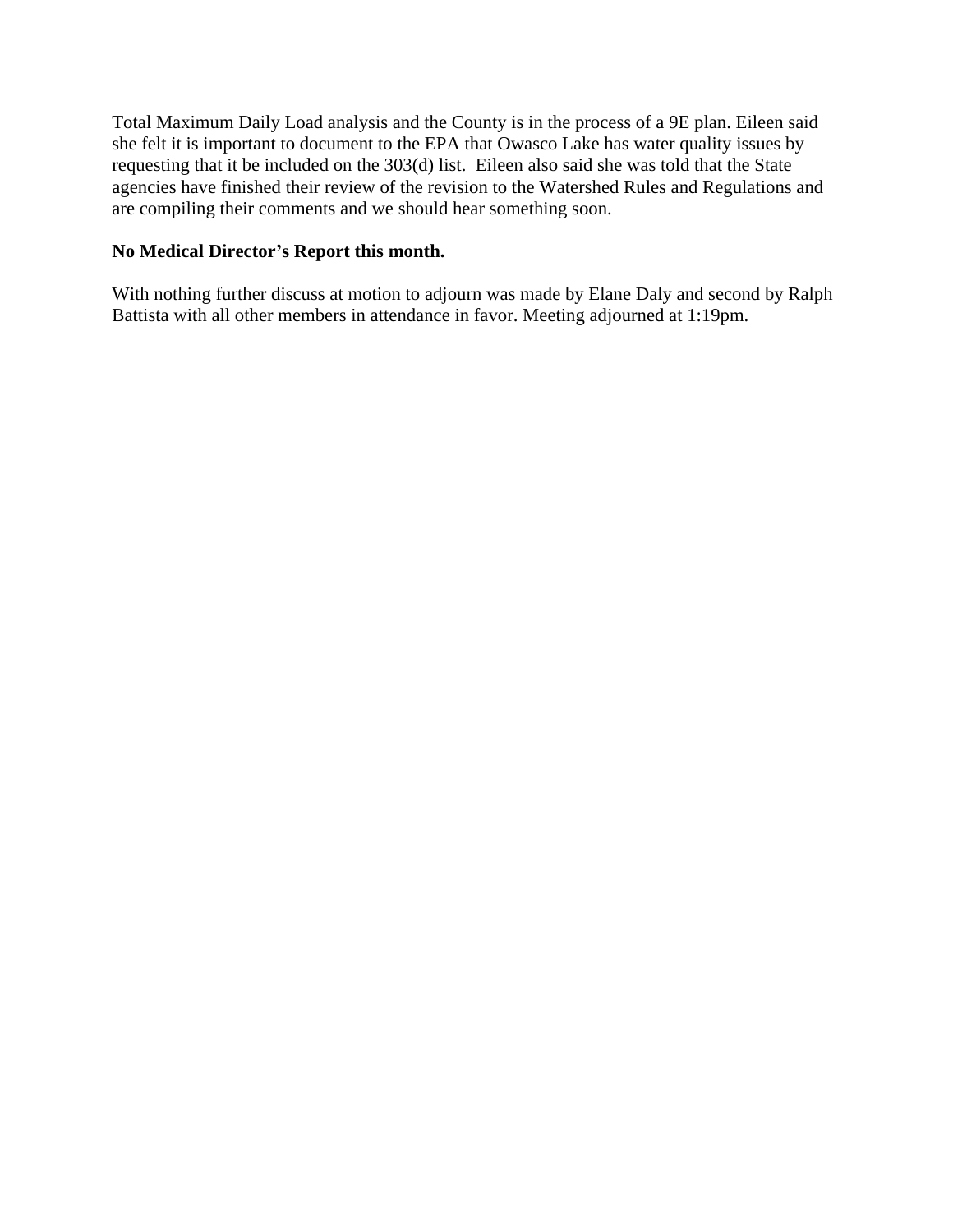Total Maximum Daily Load analysis and the County is in the process of a 9E plan. Eileen said she felt it is important to document to the EPA that Owasco Lake has water quality issues by requesting that it be included on the 303(d) list.  Eileen also said she was told that the State agencies have finished their review of the revision to the Watershed Rules and Regulations and are compiling their comments and we should hear something soon.

**No Medical Director's Report this month.**

With nothing further discuss at motion to adjourn was made by Elane Daly and second by Ralph Battista with all other members in attendance in favor. Meeting adjourned at 1:19pm.